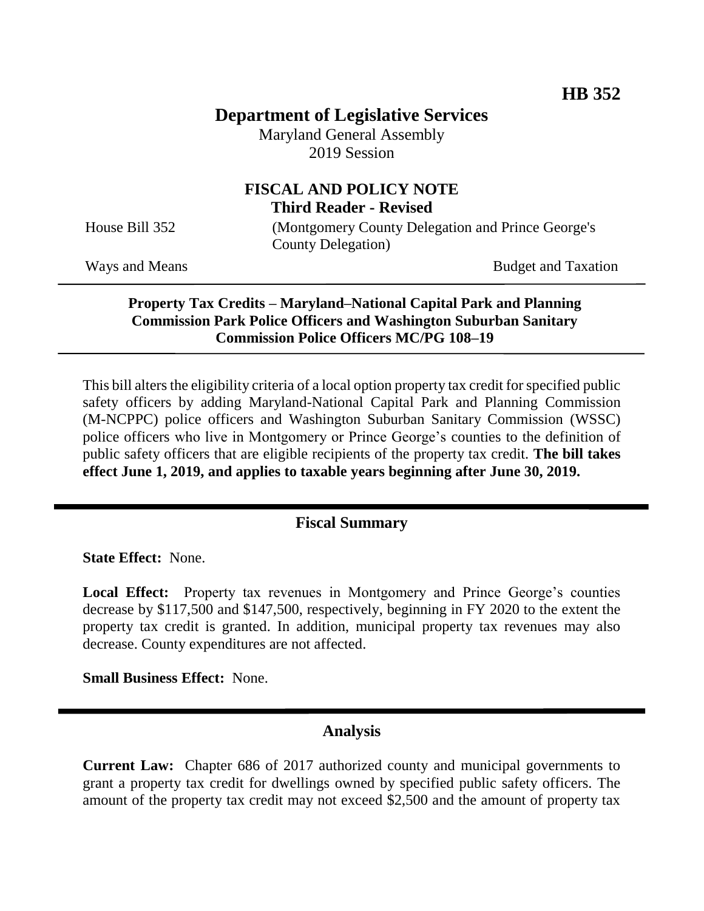**HB 352**

# Department of Legislative Services

Maryland General Assembly
2019 Session

## FISCAL AND POLICY NOTE
**Third Reader - Revised**

House Bill 352 (Montgomery County Delegation and Prince George's County Delegation)

Ways and Means Budget and Taxation

**Property Tax Credits – Maryland–National Capital Park and Planning Commission Park Police Officers and Washington Suburban Sanitary Commission Police Officers MC/PG 108–19**

This bill alters the eligibility criteria of a local option property tax credit for specified public safety officers by adding Maryland-National Capital Park and Planning Commission (M-NCPPC) police officers and Washington Suburban Sanitary Commission (WSSC) police officers who live in Montgomery or Prince George's counties to the definition of public safety officers that are eligible recipients of the property tax credit. **The bill takes effect June 1, 2019, and applies to taxable years beginning after June 30, 2019.**

## Fiscal Summary

**State Effect:** None.

**Local Effect:** Property tax revenues in Montgomery and Prince George's counties decrease by $117,500 and $147,500, respectively, beginning in FY 2020 to the extent the property tax credit is granted. In addition, municipal property tax revenues may also decrease. County expenditures are not affected.

**Small Business Effect:** None.

## Analysis

**Current Law:** Chapter 686 of 2017 authorized county and municipal governments to grant a property tax credit for dwellings owned by specified public safety officers. The amount of the property tax credit may not exceed $2,500 and the amount of property tax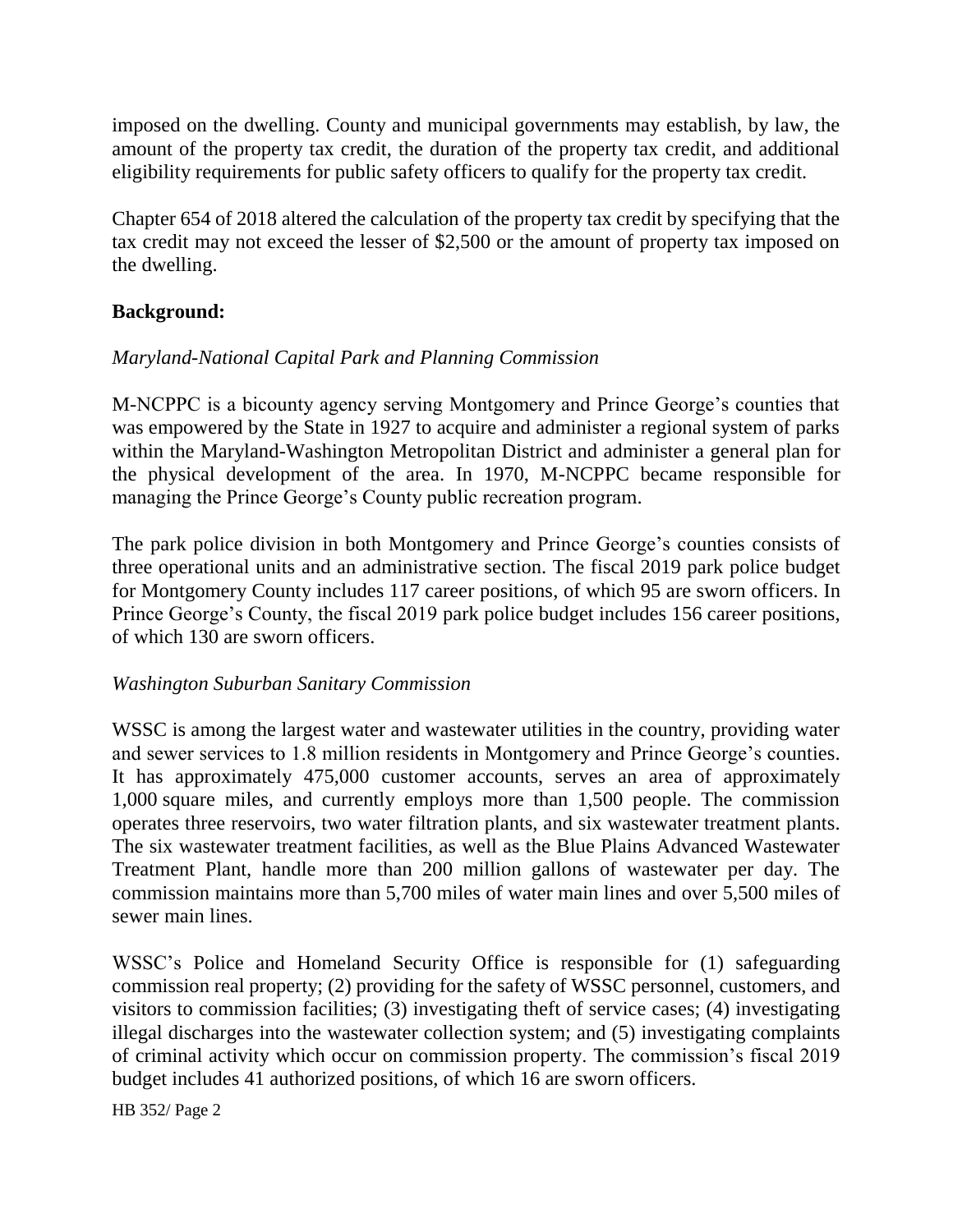imposed on the dwelling. County and municipal governments may establish, by law, the amount of the property tax credit, the duration of the property tax credit, and additional eligibility requirements for public safety officers to qualify for the property tax credit.

Chapter 654 of 2018 altered the calculation of the property tax credit by specifying that the tax credit may not exceed the lesser of $2,500 or the amount of property tax imposed on the dwelling.

**Background:**

*Maryland-National Capital Park and Planning Commission*

M-NCPPC is a bicounty agency serving Montgomery and Prince George's counties that was empowered by the State in 1927 to acquire and administer a regional system of parks within the Maryland-Washington Metropolitan District and administer a general plan for the physical development of the area. In 1970, M-NCPPC became responsible for managing the Prince George's County public recreation program.

The park police division in both Montgomery and Prince George's counties consists of three operational units and an administrative section. The fiscal 2019 park police budget for Montgomery County includes 117 career positions, of which 95 are sworn officers. In Prince George's County, the fiscal 2019 park police budget includes 156 career positions, of which 130 are sworn officers.

*Washington Suburban Sanitary Commission*

WSSC is among the largest water and wastewater utilities in the country, providing water and sewer services to 1.8 million residents in Montgomery and Prince George's counties. It has approximately 475,000 customer accounts, serves an area of approximately 1,000 square miles, and currently employs more than 1,500 people. The commission operates three reservoirs, two water filtration plants, and six wastewater treatment plants. The six wastewater treatment facilities, as well as the Blue Plains Advanced Wastewater Treatment Plant, handle more than 200 million gallons of wastewater per day. The commission maintains more than 5,700 miles of water main lines and over 5,500 miles of sewer main lines.

WSSC's Police and Homeland Security Office is responsible for (1) safeguarding commission real property; (2) providing for the safety of WSSC personnel, customers, and visitors to commission facilities; (3) investigating theft of service cases; (4) investigating illegal discharges into the wastewater collection system; and (5) investigating complaints of criminal activity which occur on commission property. The commission's fiscal 2019 budget includes 41 authorized positions, of which 16 are sworn officers.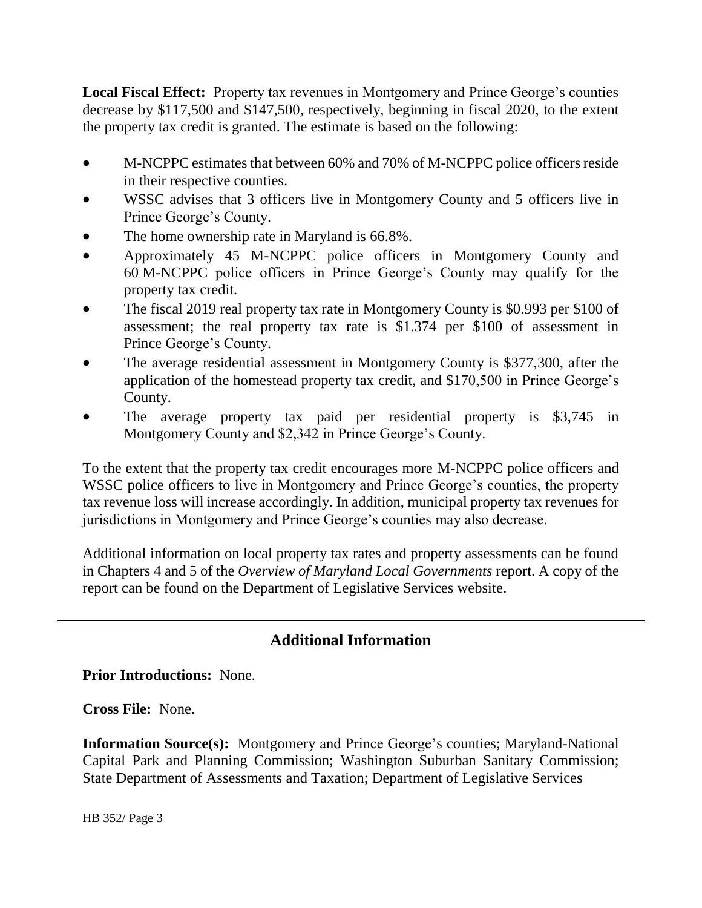**Local Fiscal Effect:** Property tax revenues in Montgomery and Prince George's counties decrease by $117,500 and $147,500, respectively, beginning in fiscal 2020, to the extent the property tax credit is granted. The estimate is based on the following:

- M-NCPPC estimates that between 60% and 70% of M-NCPPC police officers reside in their respective counties.
- WSSC advises that 3 officers live in Montgomery County and 5 officers live in Prince George's County.
- The home ownership rate in Maryland is 66.8%.
- Approximately 45 M-NCPPC police officers in Montgomery County and 60 M-NCPPC police officers in Prince George's County may qualify for the property tax credit.
- The fiscal 2019 real property tax rate in Montgomery County is $0.993 per $100 of assessment; the real property tax rate is $1.374 per $100 of assessment in Prince George's County.
- The average residential assessment in Montgomery County is $377,300, after the application of the homestead property tax credit, and $170,500 in Prince George's County.
- The average property tax paid per residential property is $3,745 in Montgomery County and $2,342 in Prince George's County.

To the extent that the property tax credit encourages more M-NCPPC police officers and WSSC police officers to live in Montgomery and Prince George's counties, the property tax revenue loss will increase accordingly. In addition, municipal property tax revenues for jurisdictions in Montgomery and Prince George's counties may also decrease.

Additional information on local property tax rates and property assessments can be found in Chapters 4 and 5 of the *Overview of Maryland Local Governments* report. A copy of the report can be found on the Department of Legislative Services website.

---

## Additional Information

**Prior Introductions:** None.

**Cross File:** None.

**Information Source(s):** Montgomery and Prince George's counties; Maryland-National Capital Park and Planning Commission; Washington Suburban Sanitary Commission; State Department of Assessments and Taxation; Department of Legislative Services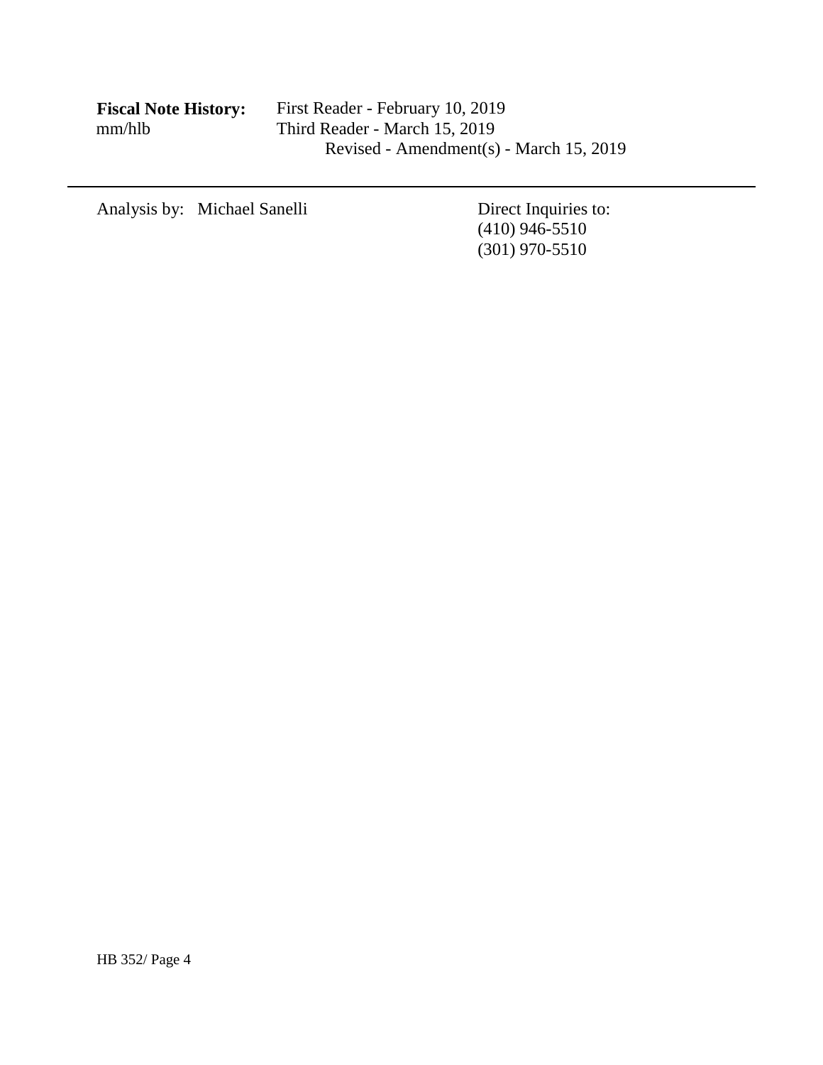**Fiscal Note History:** First Reader - February 10, 2019
mm/hlb Third Reader - March 15, 2019
Revised - Amendment(s) - March 15, 2019

---

Analysis by: Michael Sanelli

Direct Inquiries to:
(410) 946-5510
(301) 970-5510